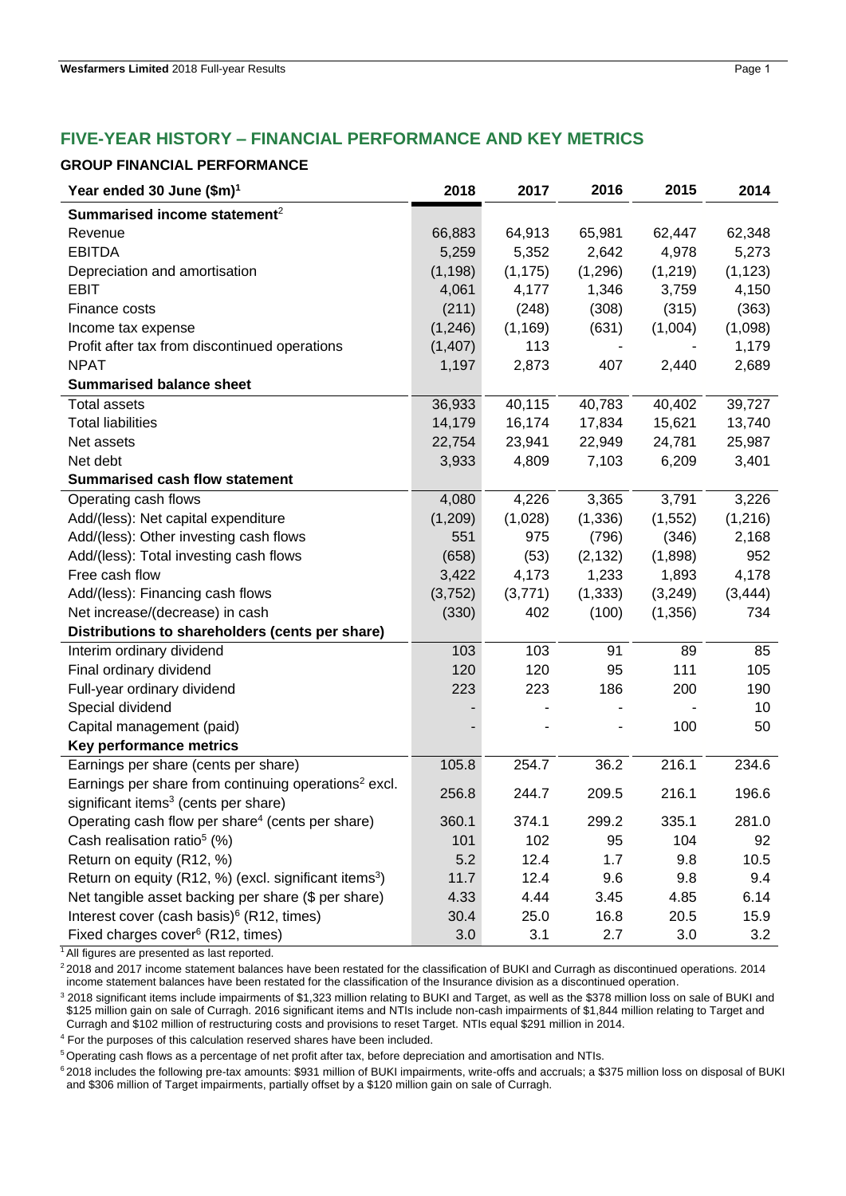## FIVE-YEAR HISTORY – FINANCIAL PERFORMANCE AND KEY METRICS

### GROUP FINANCIAL PERFORMANCE

| Year ended 30 June ($m)[1] | 2018 | 2017 | 2016 | 2015 | 2014 |
|---|---|---|---|---|---|
| **Summarised income statement**[2] | | | | | |
| Revenue | 66,883 | 64,913 | 65,981 | 62,447 | 62,348 |
| EBITDA | 5,259 | 5,352 | 2,642 | 4,978 | 5,273 |
| Depreciation and amortisation | (1,198) | (1,175) | (1,296) | (1,219) | (1,123) |
| EBIT | 4,061 | 4,177 | 1,346 | 3,759 | 4,150 |
| Finance costs | (211) | (248) | (308) | (315) | (363) |
| Income tax expense | (1,246) | (1,169) | (631) | (1,004) | (1,098) |
| Profit after tax from discontinued operations | (1,407) | 113 | - | - | 1,179 |
| NPAT | 1,197 | 2,873 | 407 | 2,440 | 2,689 |
| **Summarised balance sheet** | | | | | |
| Total assets | 36,933 | 40,115 | 40,783 | 40,402 | 39,727 |
| Total liabilities | 14,179 | 16,174 | 17,834 | 15,621 | 13,740 |
| Net assets | 22,754 | 23,941 | 22,949 | 24,781 | 25,987 |
| Net debt | 3,933 | 4,809 | 7,103 | 6,209 | 3,401 |
| **Summarised cash flow statement** | | | | | |
| Operating cash flows | 4,080 | 4,226 | 3,365 | 3,791 | 3,226 |
| Add/(less): Net capital expenditure | (1,209) | (1,028) | (1,336) | (1,552) | (1,216) |
| Add/(less): Other investing cash flows | 551 | 975 | (796) | (346) | 2,168 |
| Add/(less): Total investing cash flows | (658) | (53) | (2,132) | (1,898) | 952 |
| Free cash flow | 3,422 | 4,173 | 1,233 | 1,893 | 4,178 |
| Add/(less): Financing cash flows | (3,752) | (3,771) | (1,333) | (3,249) | (3,444) |
| Net increase/(decrease) in cash | (330) | 402 | (100) | (1,356) | 734 |
| **Distributions to shareholders (cents per share)** | | | | | |
| Interim ordinary dividend | 103 | 103 | 91 | 89 | 85 |
| Final ordinary dividend | 120 | 120 | 95 | 111 | 105 |
| Full-year ordinary dividend | 223 | 223 | 186 | 200 | 190 |
| Special dividend | - | - | - | - | 10 |
| Capital management (paid) | - | - | - | 100 | 50 |
| **Key performance metrics** | | | | | |
| Earnings per share (cents per share) | 105.8 | 254.7 | 36.2 | 216.1 | 234.6 |
| Earnings per share from continuing operations[2] excl. significant items[3] (cents per share) | 256.8 | 244.7 | 209.5 | 216.1 | 196.6 |
| Operating cash flow per share[4] (cents per share) | 360.1 | 374.1 | 299.2 | 335.1 | 281.0 |
| Cash realisation ratio[5] (%) | 101 | 102 | 95 | 104 | 92 |
| Return on equity (R12, %) | 5.2 | 12.4 | 1.7 | 9.8 | 10.5 |
| Return on equity (R12, %) (excl. significant items[3]) | 11.7 | 12.4 | 9.6 | 9.8 | 9.4 |
| Net tangible asset backing per share ($ per share) | 4.33 | 4.44 | 3.45 | 4.85 | 6.14 |
| Interest cover (cash basis)[6] (R12, times) | 30.4 | 25.0 | 16.8 | 20.5 | 15.9 |
| Fixed charges cover[6] (R12, times) | 3.0 | 3.1 | 2.7 | 3.0 | 3.2 |

[1] All figures are presented as last reported.

[2] 2018 and 2017 income statement balances have been restated for the classification of BUKI and Curragh as discontinued operations. 2014 income statement balances have been restated for the classification of the Insurance division as a discontinued operation.

[3] 2018 significant items include impairments of $1,323 million relating to BUKI and Target, as well as the $378 million loss on sale of BUKI and $125 million gain on sale of Curragh. 2016 significant items and NTIs include non-cash impairments of $1,844 million relating to Target and Curragh and $102 million of restructuring costs and provisions to reset Target. NTIs equal $291 million in 2014.

[4] For the purposes of this calculation reserved shares have been included.

[5] Operating cash flows as a percentage of net profit after tax, before depreciation and amortisation and NTIs.

[6] 2018 includes the following pre-tax amounts: $931 million of BUKI impairments, write-offs and accruals; a $375 million loss on disposal of BUKI and $306 million of Target impairments, partially offset by a $120 million gain on sale of Curragh.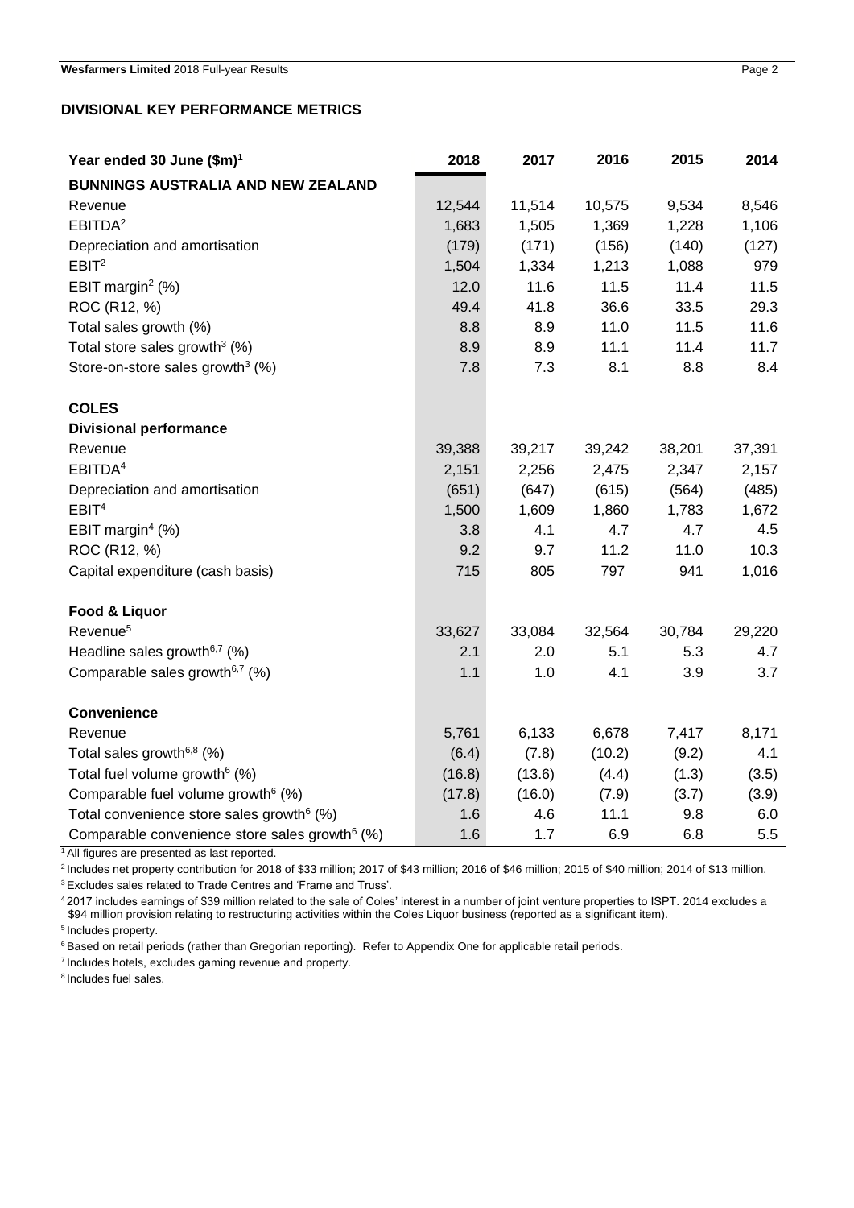## DIVISIONAL KEY PERFORMANCE METRICS

| Year ended 30 June ($m)[1] | 2018 | 2017 | 2016 | 2015 | 2014 |
|---|---|---|---|---|---|
| **BUNNINGS AUSTRALIA AND NEW ZEALAND** | | | | | |
| Revenue | 12,544 | 11,514 | 10,575 | 9,534 | 8,546 |
| EBITDA[2] | 1,683 | 1,505 | 1,369 | 1,228 | 1,106 |
| Depreciation and amortisation | (179) | (171) | (156) | (140) | (127) |
| EBIT[2] | 1,504 | 1,334 | 1,213 | 1,088 | 979 |
| EBIT margin[2] (%) | 12.0 | 11.6 | 11.5 | 11.4 | 11.5 |
| ROC (R12, %) | 49.4 | 41.8 | 36.6 | 33.5 | 29.3 |
| Total sales growth (%) | 8.8 | 8.9 | 11.0 | 11.5 | 11.6 |
| Total store sales growth[3] (%) | 8.9 | 8.9 | 11.1 | 11.4 | 11.7 |
| Store-on-store sales growth[3] (%) | 7.8 | 7.3 | 8.1 | 8.8 | 8.4 |
| | | | | | |
| **COLES** | | | | | |
| **Divisional performance** | | | | | |
| Revenue | 39,388 | 39,217 | 39,242 | 38,201 | 37,391 |
| EBITDA[4] | 2,151 | 2,256 | 2,475 | 2,347 | 2,157 |
| Depreciation and amortisation | (651) | (647) | (615) | (564) | (485) |
| EBIT[4] | 1,500 | 1,609 | 1,860 | 1,783 | 1,672 |
| EBIT margin[4] (%) | 3.8 | 4.1 | 4.7 | 4.7 | 4.5 |
| ROC (R12, %) | 9.2 | 9.7 | 11.2 | 11.0 | 10.3 |
| Capital expenditure (cash basis) | 715 | 805 | 797 | 941 | 1,016 |
| | | | | | |
| **Food & Liquor** | | | | | |
| Revenue[5] | 33,627 | 33,084 | 32,564 | 30,784 | 29,220 |
| Headline sales growth[6,7] (%) | 2.1 | 2.0 | 5.1 | 5.3 | 4.7 |
| Comparable sales growth[6,7] (%) | 1.1 | 1.0 | 4.1 | 3.9 | 3.7 |
| | | | | | |
| **Convenience** | | | | | |
| Revenue | 5,761 | 6,133 | 6,678 | 7,417 | 8,171 |
| Total sales growth[6,8] (%) | (6.4) | (7.8) | (10.2) | (9.2) | 4.1 |
| Total fuel volume growth[6] (%) | (16.8) | (13.6) | (4.4) | (1.3) | (3.5) |
| Comparable fuel volume growth[6] (%) | (17.8) | (16.0) | (7.9) | (3.7) | (3.9) |
| Total convenience store sales growth[6] (%) | 1.6 | 4.6 | 11.1 | 9.8 | 6.0 |
| Comparable convenience store sales growth[6] (%) | 1.6 | 1.7 | 6.9 | 6.8 | 5.5 |

[1] All figures are presented as last reported.

[2] Includes net property contribution for 2018 of $33 million; 2017 of $43 million; 2016 of $46 million; 2015 of $40 million; 2014 of $13 million.

[3] Excludes sales related to Trade Centres and 'Frame and Truss'.

[4] 2017 includes earnings of $39 million related to the sale of Coles' interest in a number of joint venture properties to ISPT. 2014 excludes a $94 million provision relating to restructuring activities within the Coles Liquor business (reported as a significant item).

[5] Includes property.

[6] Based on retail periods (rather than Gregorian reporting). Refer to Appendix One for applicable retail periods.

[7] Includes hotels, excludes gaming revenue and property.

[8] Includes fuel sales.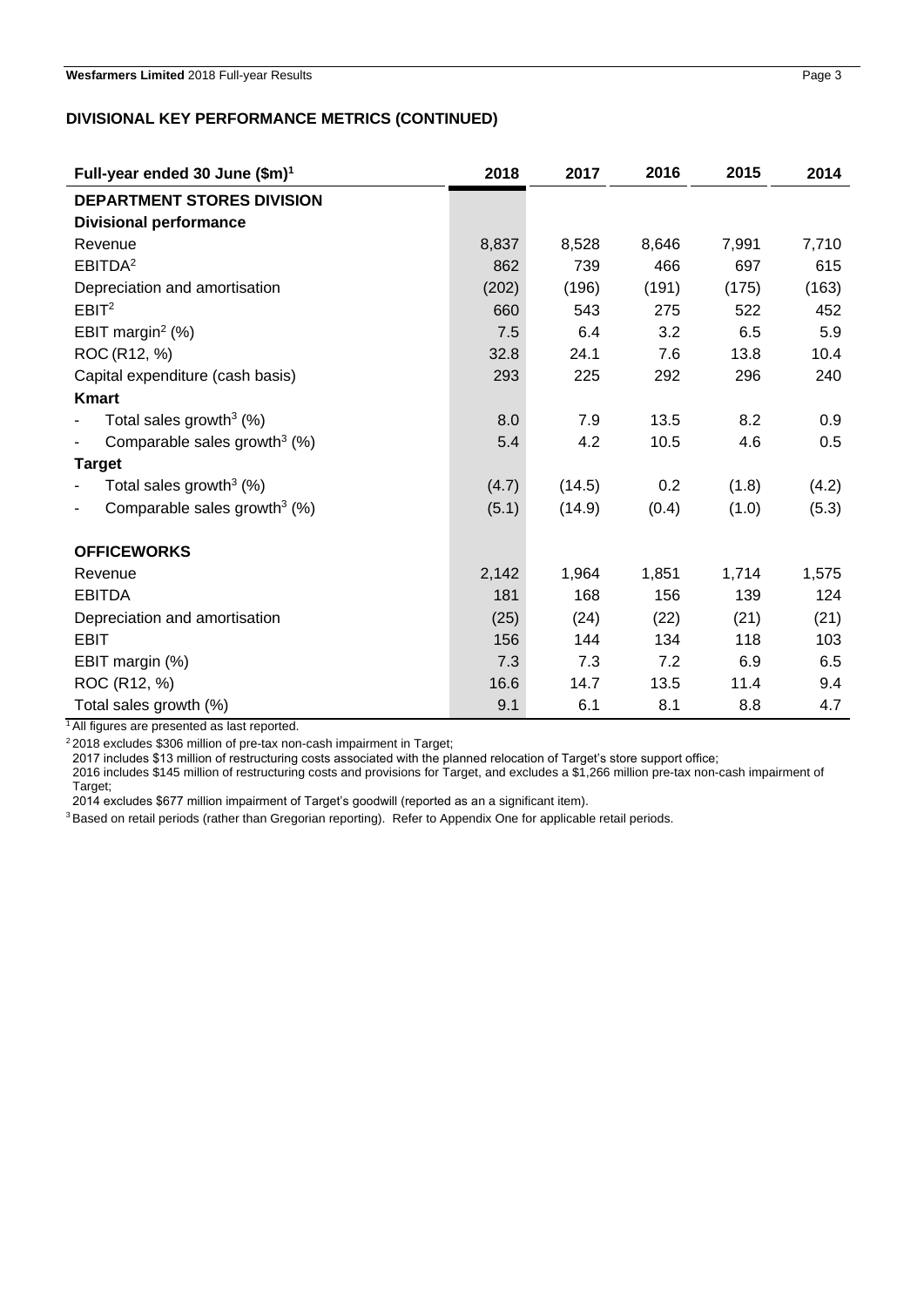## DIVISIONAL KEY PERFORMANCE METRICS (CONTINUED)

| Full-year ended 30 June ($m)[1] | 2018 | 2017 | 2016 | 2015 | 2014 |
|---|---|---|---|---|---|
| **DEPARTMENT STORES DIVISION** | | | | | |
| **Divisional performance** | | | | | |
| Revenue | 8,837 | 8,528 | 8,646 | 7,991 | 7,710 |
| EBITDA[2] | 862 | 739 | 466 | 697 | 615 |
| Depreciation and amortisation | (202) | (196) | (191) | (175) | (163) |
| EBIT[2] | 660 | 543 | 275 | 522 | 452 |
| EBIT margin[2] (%) | 7.5 | 6.4 | 3.2 | 6.5 | 5.9 |
| ROC (R12, %) | 32.8 | 24.1 | 7.6 | 13.8 | 10.4 |
| Capital expenditure (cash basis) | 293 | 225 | 292 | 296 | 240 |
| **Kmart** | | | | | |
| - Total sales growth[3] (%) | 8.0 | 7.9 | 13.5 | 8.2 | 0.9 |
| - Comparable sales growth[3] (%) | 5.4 | 4.2 | 10.5 | 4.6 | 0.5 |
| **Target** | | | | | |
| - Total sales growth[3] (%) | (4.7) | (14.5) | 0.2 | (1.8) | (4.2) |
| - Comparable sales growth[3] (%) | (5.1) | (14.9) | (0.4) | (1.0) | (5.3) |
| | | | | | |
| **OFFICEWORKS** | | | | | |
| Revenue | 2,142 | 1,964 | 1,851 | 1,714 | 1,575 |
| EBITDA | 181 | 168 | 156 | 139 | 124 |
| Depreciation and amortisation | (25) | (24) | (22) | (21) | (21) |
| EBIT | 156 | 144 | 134 | 118 | 103 |
| EBIT margin (%) | 7.3 | 7.3 | 7.2 | 6.9 | 6.5 |
| ROC (R12, %) | 16.6 | 14.7 | 13.5 | 11.4 | 9.4 |
| Total sales growth (%) | 9.1 | 6.1 | 8.1 | 8.8 | 4.7 |

[1] All figures are presented as last reported.

[2] 2018 excludes $306 million of pre-tax non-cash impairment in Target;
2017 includes $13 million of restructuring costs associated with the planned relocation of Target's store support office;
2016 includes $145 million of restructuring costs and provisions for Target, and excludes a $1,266 million pre-tax non-cash impairment of Target;
2014 excludes $677 million impairment of Target's goodwill (reported as an a significant item).

[3] Based on retail periods (rather than Gregorian reporting). Refer to Appendix One for applicable retail periods.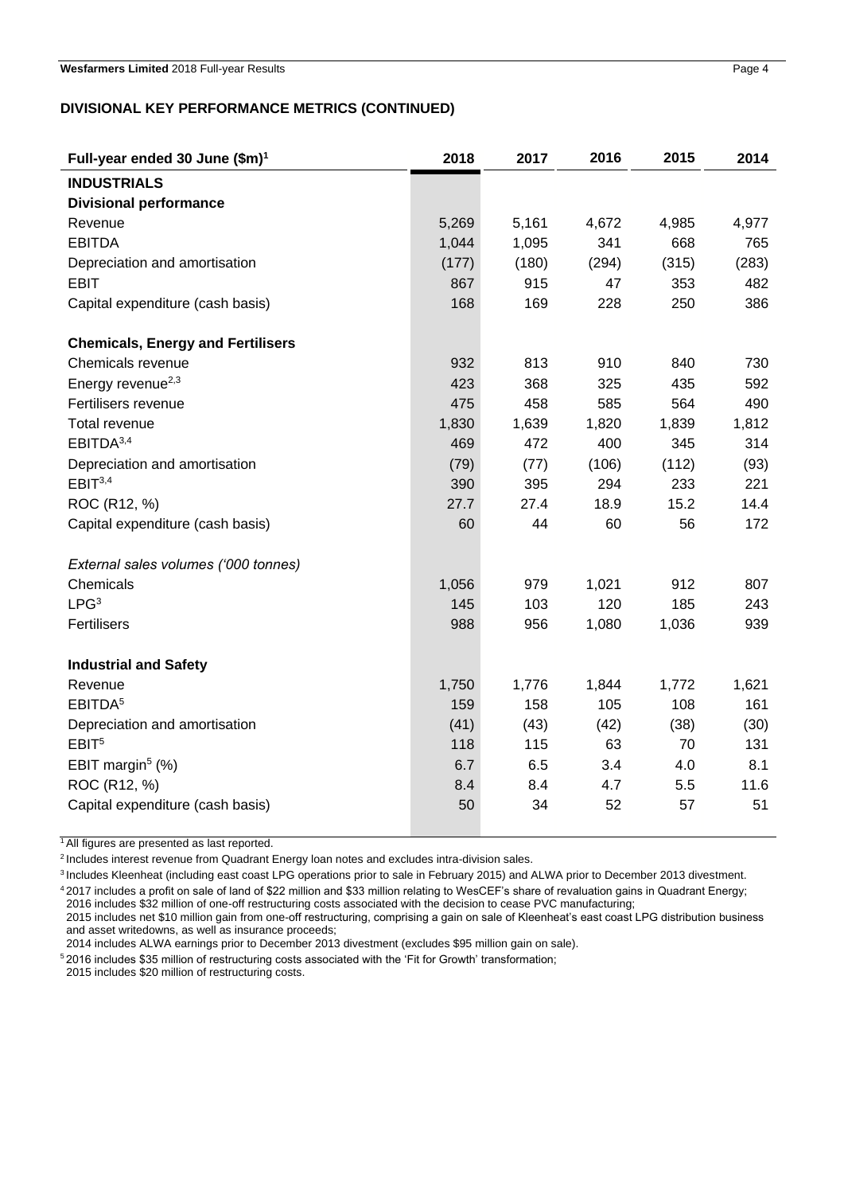## DIVISIONAL KEY PERFORMANCE METRICS (CONTINUED)

| Full-year ended 30 June ($m)[1] | 2018 | 2017 | 2016 | 2015 | 2014 |
|---|---|---|---|---|---|
| **INDUSTRIALS** | | | | | |
| **Divisional performance** | | | | | |
| Revenue | 5,269 | 5,161 | 4,672 | 4,985 | 4,977 |
| EBITDA | 1,044 | 1,095 | 341 | 668 | 765 |
| Depreciation and amortisation | (177) | (180) | (294) | (315) | (283) |
| EBIT | 867 | 915 | 47 | 353 | 482 |
| Capital expenditure (cash basis) | 168 | 169 | 228 | 250 | 386 |
| | | | | | |
| **Chemicals, Energy and Fertilisers** | | | | | |
| Chemicals revenue | 932 | 813 | 910 | 840 | 730 |
| Energy revenue[2,3] | 423 | 368 | 325 | 435 | 592 |
| Fertilisers revenue | 475 | 458 | 585 | 564 | 490 |
| Total revenue | 1,830 | 1,639 | 1,820 | 1,839 | 1,812 |
| EBITDA[3,4] | 469 | 472 | 400 | 345 | 314 |
| Depreciation and amortisation | (79) | (77) | (106) | (112) | (93) |
| EBIT[3,4] | 390 | 395 | 294 | 233 | 221 |
| ROC (R12, %) | 27.7 | 27.4 | 18.9 | 15.2 | 14.4 |
| Capital expenditure (cash basis) | 60 | 44 | 60 | 56 | 172 |
| | | | | | |
| *External sales volumes ('000 tonnes)* | | | | | |
| Chemicals | 1,056 | 979 | 1,021 | 912 | 807 |
| LPG[3] | 145 | 103 | 120 | 185 | 243 |
| Fertilisers | 988 | 956 | 1,080 | 1,036 | 939 |
| | | | | | |
| **Industrial and Safety** | | | | | |
| Revenue | 1,750 | 1,776 | 1,844 | 1,772 | 1,621 |
| EBITDA[5] | 159 | 158 | 105 | 108 | 161 |
| Depreciation and amortisation | (41) | (43) | (42) | (38) | (30) |
| EBIT[5] | 118 | 115 | 63 | 70 | 131 |
| EBIT margin[5] (%) | 6.7 | 6.5 | 3.4 | 4.0 | 8.1 |
| ROC (R12, %) | 8.4 | 8.4 | 4.7 | 5.5 | 11.6 |
| Capital expenditure (cash basis) | 50 | 34 | 52 | 57 | 51 |

[1] All figures are presented as last reported.

[2] Includes interest revenue from Quadrant Energy loan notes and excludes intra-division sales.

[3] Includes Kleenheat (including east coast LPG operations prior to sale in February 2015) and ALWA prior to December 2013 divestment.

[4] 2017 includes a profit on sale of land of $22 million and $33 million relating to WesCEF's share of revaluation gains in Quadrant Energy;
2016 includes $32 million of one-off restructuring costs associated with the decision to cease PVC manufacturing;
2015 includes net $10 million gain from one-off restructuring, comprising a gain on sale of Kleenheat's east coast LPG distribution business and asset writedowns, as well as insurance proceeds;
2014 includes ALWA earnings prior to December 2013 divestment (excludes $95 million gain on sale).

[5] 2016 includes $35 million of restructuring costs associated with the 'Fit for Growth' transformation;
2015 includes $20 million of restructuring costs.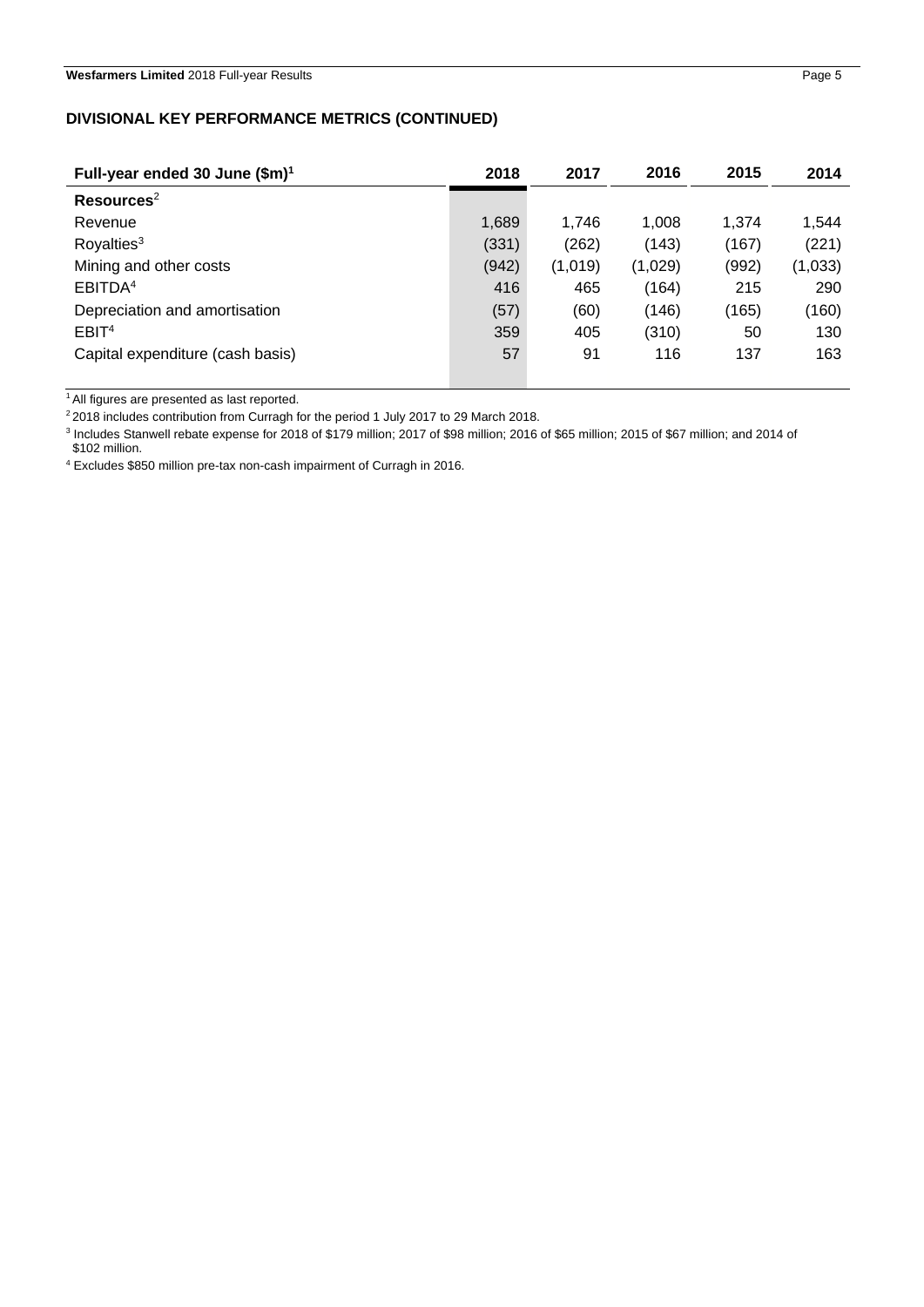## DIVISIONAL KEY PERFORMANCE METRICS (CONTINUED)

| Full-year ended 30 June ($m)[1] | 2018 | 2017 | 2016 | 2015 | 2014 |
|---|---|---|---|---|---|
| **Resources**[2] | | | | | |
| Revenue | 1,689 | 1,746 | 1,008 | 1,374 | 1,544 |
| Royalties[3] | (331) | (262) | (143) | (167) | (221) |
| Mining and other costs | (942) | (1,019) | (1,029) | (992) | (1,033) |
| EBITDA[4] | 416 | 465 | (164) | 215 | 290 |
| Depreciation and amortisation | (57) | (60) | (146) | (165) | (160) |
| EBIT[4] | 359 | 405 | (310) | 50 | 130 |
| Capital expenditure (cash basis) | 57 | 91 | 116 | 137 | 163 |

[1] All figures are presented as last reported.

[2] 2018 includes contribution from Curragh for the period 1 July 2017 to 29 March 2018.

[3] Includes Stanwell rebate expense for 2018 of $179 million; 2017 of $98 million; 2016 of $65 million; 2015 of $67 million; and 2014 of $102 million.

[4] Excludes $850 million pre-tax non-cash impairment of Curragh in 2016.